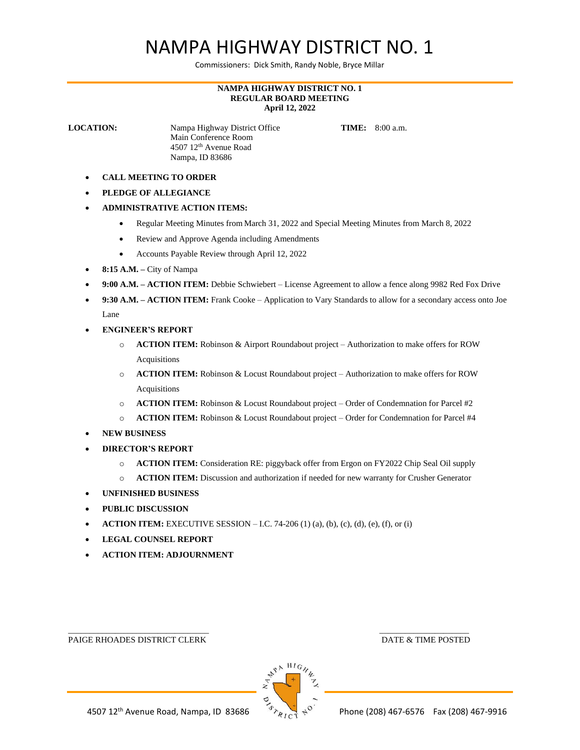# NAMPA HIGHWAY DISTRICT NO. 1

Commissioners: Dick Smith, Randy Noble, Bryce Millar

**NAMPA HIGHWAY DISTRICT NO. 1**
**REGULAR BOARD MEETING**
**April 12, 2022**

**LOCATION:** Nampa Highway District Office
Main Conference Room
4507 12th Avenue Road
Nampa, ID 83686

**TIME:** 8:00 a.m.

- **CALL MEETING TO ORDER**
- **PLEDGE OF ALLEGIANCE**
- **ADMINISTRATIVE ACTION ITEMS:**
    - Regular Meeting Minutes from March 31, 2022 and Special Meeting Minutes from March 8, 2022
    - Review and Approve Agenda including Amendments
    - Accounts Payable Review through April 12, 2022
- **8:15 A.M. –** City of Nampa
- **9:00 A.M. – ACTION ITEM:** Debbie Schwiebert – License Agreement to allow a fence along 9982 Red Fox Drive
- **9:30 A.M. – ACTION ITEM:** Frank Cooke – Application to Vary Standards to allow for a secondary access onto Joe Lane
- **ENGINEER'S REPORT**
    - **ACTION ITEM:** Robinson & Airport Roundabout project – Authorization to make offers for ROW Acquisitions
    - **ACTION ITEM:** Robinson & Locust Roundabout project – Authorization to make offers for ROW Acquisitions
    - **ACTION ITEM:** Robinson & Locust Roundabout project – Order of Condemnation for Parcel #2
    - **ACTION ITEM:** Robinson & Locust Roundabout project – Order for Condemnation for Parcel #4
- **NEW BUSINESS**
- **DIRECTOR'S REPORT**
    - **ACTION ITEM:** Consideration RE: piggyback offer from Ergon on FY2022 Chip Seal Oil supply
    - **ACTION ITEM:** Discussion and authorization if needed for new warranty for Crusher Generator
- **UNFINISHED BUSINESS**
- **PUBLIC DISCUSSION**
- **ACTION ITEM:** EXECUTIVE SESSION – I.C. 74-206 (1) (a), (b), (c), (d), (e), (f), or (i)
- **LEGAL COUNSEL REPORT**
- **ACTION ITEM: ADJOURNMENT**

\_\_\_\_\_\_\_\_\_\_\_\_\_\_\_\_\_\_\_\_\_\_\_\_\_\_\_\_\_\_\_\_
PAIGE RHOADES DISTRICT CLERK

\_\_\_\_\_\_\_\_\_\_\_\_\_\_\_\_\_\_\_\_\_\_
DATE & TIME POSTED

4507 12th Avenue Road, Nampa, ID 83686 Phone (208) 467-6576 Fax (208) 467-9916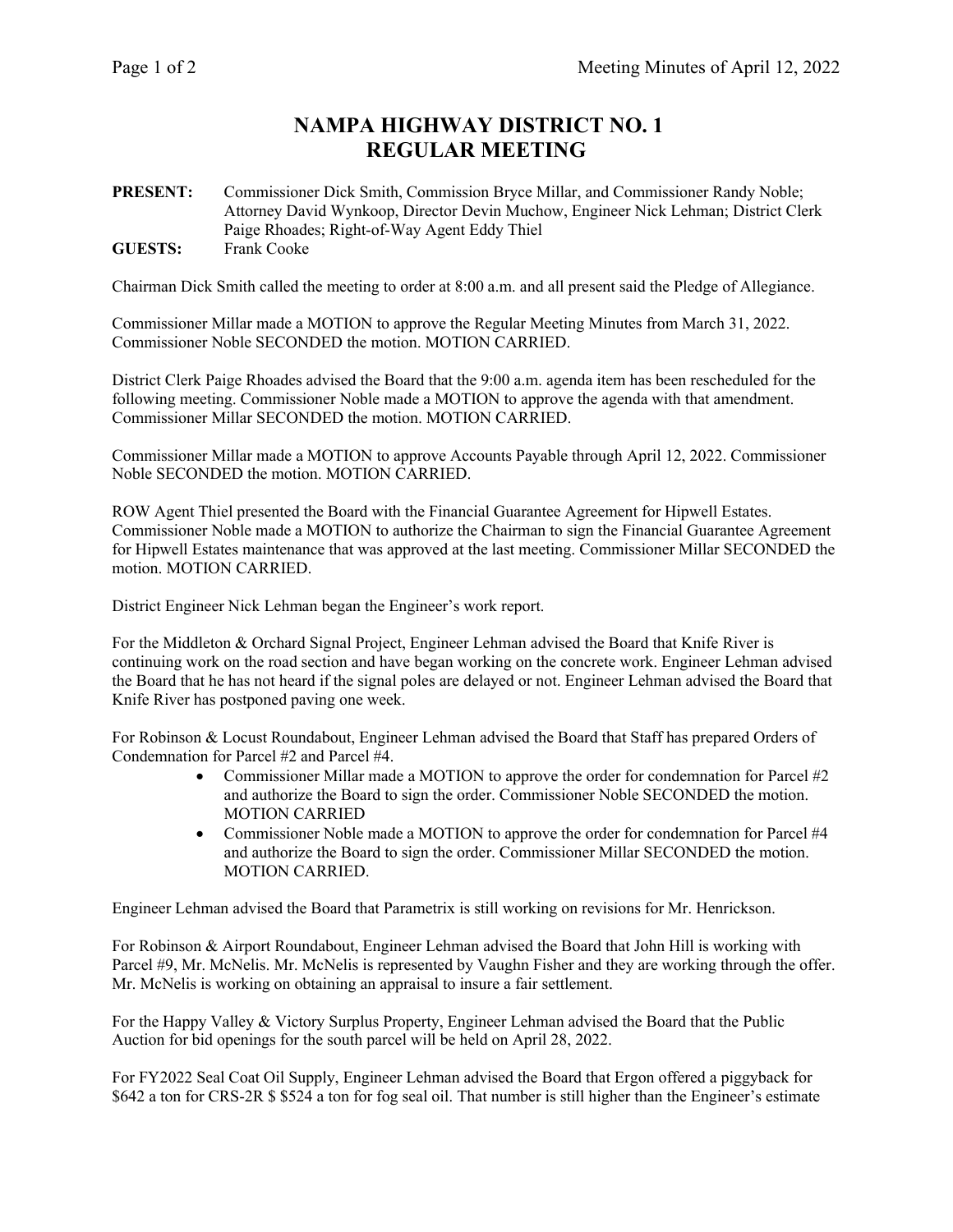# NAMPA HIGHWAY DISTRICT NO. 1
# REGULAR MEETING

**PRESENT:** Commissioner Dick Smith, Commission Bryce Millar, and Commissioner Randy Noble; Attorney David Wynkoop, Director Devin Muchow, Engineer Nick Lehman; District Clerk Paige Rhoades; Right-of-Way Agent Eddy Thiel

**GUESTS:** Frank Cooke

Chairman Dick Smith called the meeting to order at 8:00 a.m. and all present said the Pledge of Allegiance.

Commissioner Millar made a MOTION to approve the Regular Meeting Minutes from March 31, 2022. Commissioner Noble SECONDED the motion. MOTION CARRIED.

District Clerk Paige Rhoades advised the Board that the 9:00 a.m. agenda item has been rescheduled for the following meeting. Commissioner Noble made a MOTION to approve the agenda with that amendment. Commissioner Millar SECONDED the motion. MOTION CARRIED.

Commissioner Millar made a MOTION to approve Accounts Payable through April 12, 2022. Commissioner Noble SECONDED the motion. MOTION CARRIED.

ROW Agent Thiel presented the Board with the Financial Guarantee Agreement for Hipwell Estates. Commissioner Noble made a MOTION to authorize the Chairman to sign the Financial Guarantee Agreement for Hipwell Estates maintenance that was approved at the last meeting. Commissioner Millar SECONDED the motion. MOTION CARRIED.

District Engineer Nick Lehman began the Engineer's work report.

For the Middleton & Orchard Signal Project, Engineer Lehman advised the Board that Knife River is continuing work on the road section and have began working on the concrete work. Engineer Lehman advised the Board that he has not heard if the signal poles are delayed or not. Engineer Lehman advised the Board that Knife River has postponed paving one week.

For Robinson & Locust Roundabout, Engineer Lehman advised the Board that Staff has prepared Orders of Condemnation for Parcel #2 and Parcel #4.

- Commissioner Millar made a MOTION to approve the order for condemnation for Parcel #2 and authorize the Board to sign the order. Commissioner Noble SECONDED the motion. MOTION CARRIED
- Commissioner Noble made a MOTION to approve the order for condemnation for Parcel #4 and authorize the Board to sign the order. Commissioner Millar SECONDED the motion. MOTION CARRIED.

Engineer Lehman advised the Board that Parametrix is still working on revisions for Mr. Henrickson.

For Robinson & Airport Roundabout, Engineer Lehman advised the Board that John Hill is working with Parcel #9, Mr. McNelis. Mr. McNelis is represented by Vaughn Fisher and they are working through the offer. Mr. McNelis is working on obtaining an appraisal to insure a fair settlement.

For the Happy Valley & Victory Surplus Property, Engineer Lehman advised the Board that the Public Auction for bid openings for the south parcel will be held on April 28, 2022.

For FY2022 Seal Coat Oil Supply, Engineer Lehman advised the Board that Ergon offered a piggyback for $642 a ton for CRS-2R $ $524 a ton for fog seal oil. That number is still higher than the Engineer's estimate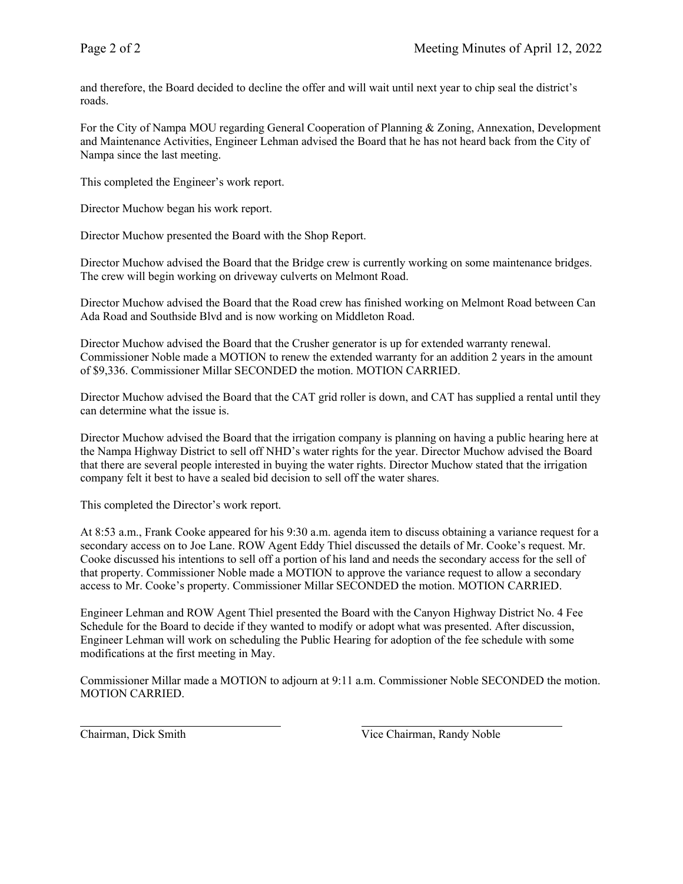and therefore, the Board decided to decline the offer and will wait until next year to chip seal the district's roads.

For the City of Nampa MOU regarding General Cooperation of Planning & Zoning, Annexation, Development and Maintenance Activities, Engineer Lehman advised the Board that he has not heard back from the City of Nampa since the last meeting.

This completed the Engineer's work report.

Director Muchow began his work report.

Director Muchow presented the Board with the Shop Report.

Director Muchow advised the Board that the Bridge crew is currently working on some maintenance bridges. The crew will begin working on driveway culverts on Melmont Road.

Director Muchow advised the Board that the Road crew has finished working on Melmont Road between Can Ada Road and Southside Blvd and is now working on Middleton Road.

Director Muchow advised the Board that the Crusher generator is up for extended warranty renewal. Commissioner Noble made a MOTION to renew the extended warranty for an addition 2 years in the amount of $9,336. Commissioner Millar SECONDED the motion. MOTION CARRIED.

Director Muchow advised the Board that the CAT grid roller is down, and CAT has supplied a rental until they can determine what the issue is.

Director Muchow advised the Board that the irrigation company is planning on having a public hearing here at the Nampa Highway District to sell off NHD's water rights for the year. Director Muchow advised the Board that there are several people interested in buying the water rights. Director Muchow stated that the irrigation company felt it best to have a sealed bid decision to sell off the water shares.

This completed the Director's work report.

At 8:53 a.m., Frank Cooke appeared for his 9:30 a.m. agenda item to discuss obtaining a variance request for a secondary access on to Joe Lane. ROW Agent Eddy Thiel discussed the details of Mr. Cooke's request. Mr. Cooke discussed his intentions to sell off a portion of his land and needs the secondary access for the sell of that property. Commissioner Noble made a MOTION to approve the variance request to allow a secondary access to Mr. Cooke's property. Commissioner Millar SECONDED the motion. MOTION CARRIED.

Engineer Lehman and ROW Agent Thiel presented the Board with the Canyon Highway District No. 4 Fee Schedule for the Board to decide if they wanted to modify or adopt what was presented. After discussion, Engineer Lehman will work on scheduling the Public Hearing for adoption of the fee schedule with some modifications at the first meeting in May.

Commissioner Millar made a MOTION to adjourn at 9:11 a.m. Commissioner Noble SECONDED the motion. MOTION CARRIED.

Chairman, Dick Smith

Vice Chairman, Randy Noble